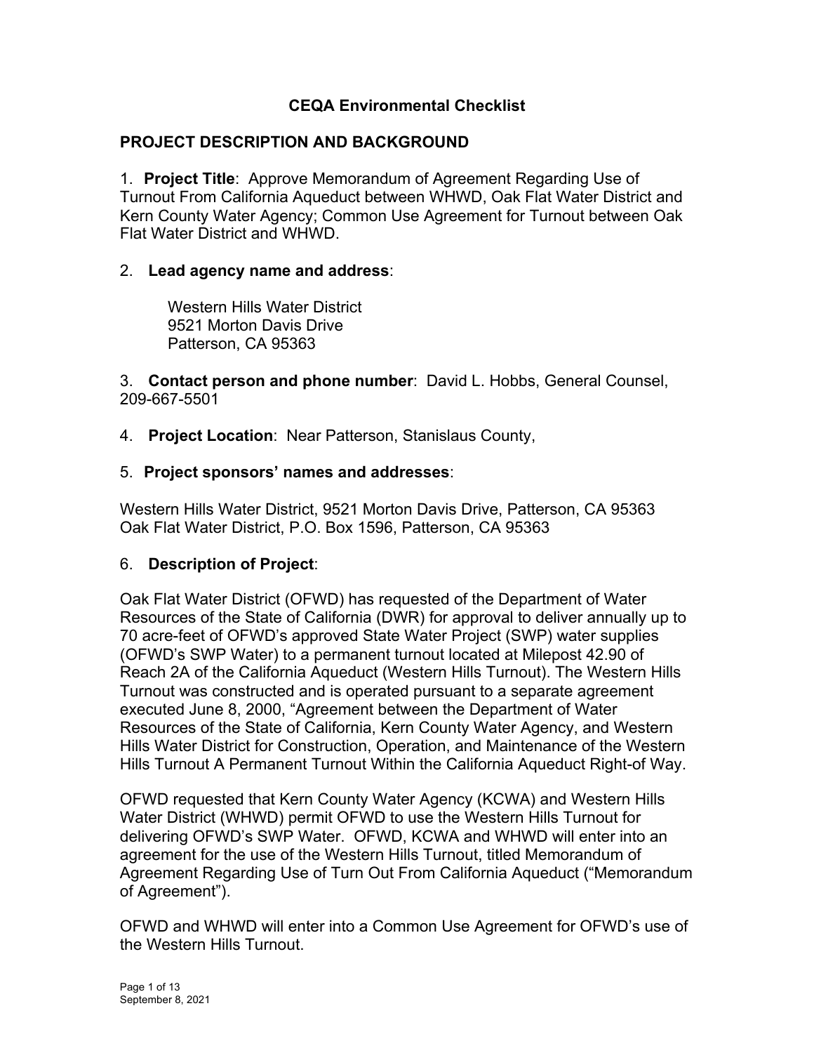# CEQA Environmental Checklist

## PROJECT DESCRIPTION AND BACKGROUND

1. **Project Title**: Approve Memorandum of Agreement Regarding Use of Turnout From California Aqueduct between WHWD, Oak Flat Water District and Kern County Water Agency; Common Use Agreement for Turnout between Oak Flat Water District and WHWD.

2. **Lead agency name and address**:

   Western Hills Water District
   9521 Morton Davis Drive
   Patterson, CA 95363

3. **Contact person and phone number**: David L. Hobbs, General Counsel, 209-667-5501

4. **Project Location**: Near Patterson, Stanislaus County,

5. **Project sponsors' names and addresses**:

Western Hills Water District, 9521 Morton Davis Drive, Patterson, CA 95363
Oak Flat Water District, P.O. Box 1596, Patterson, CA 95363

6. **Description of Project**:

Oak Flat Water District (OFWD) has requested of the Department of Water Resources of the State of California (DWR) for approval to deliver annually up to 70 acre-feet of OFWD's approved State Water Project (SWP) water supplies (OFWD's SWP Water) to a permanent turnout located at Milepost 42.90 of Reach 2A of the California Aqueduct (Western Hills Turnout). The Western Hills Turnout was constructed and is operated pursuant to a separate agreement executed June 8, 2000, "Agreement between the Department of Water Resources of the State of California, Kern County Water Agency, and Western Hills Water District for Construction, Operation, and Maintenance of the Western Hills Turnout A Permanent Turnout Within the California Aqueduct Right-of Way.

OFWD requested that Kern County Water Agency (KCWA) and Western Hills Water District (WHWD) permit OFWD to use the Western Hills Turnout for delivering OFWD's SWP Water. OFWD, KCWA and WHWD will enter into an agreement for the use of the Western Hills Turnout, titled Memorandum of Agreement Regarding Use of Turn Out From California Aqueduct ("Memorandum of Agreement").

OFWD and WHWD will enter into a Common Use Agreement for OFWD's use of the Western Hills Turnout.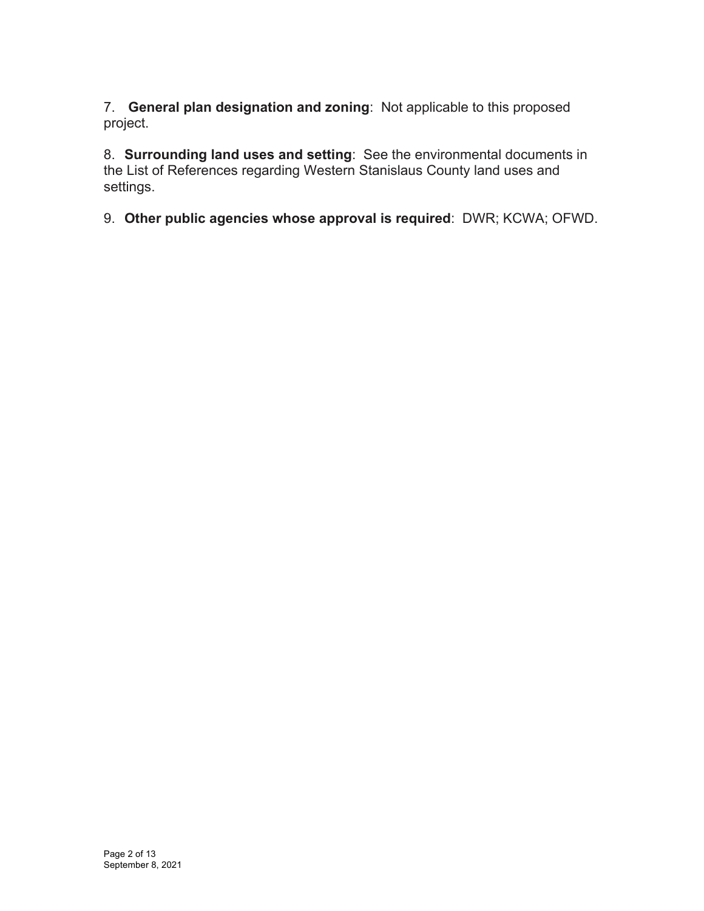7. **General plan designation and zoning**: Not applicable to this proposed project.

8. **Surrounding land uses and setting**: See the environmental documents in the List of References regarding Western Stanislaus County land uses and settings.

9. **Other public agencies whose approval is required**: DWR; KCWA; OFWD.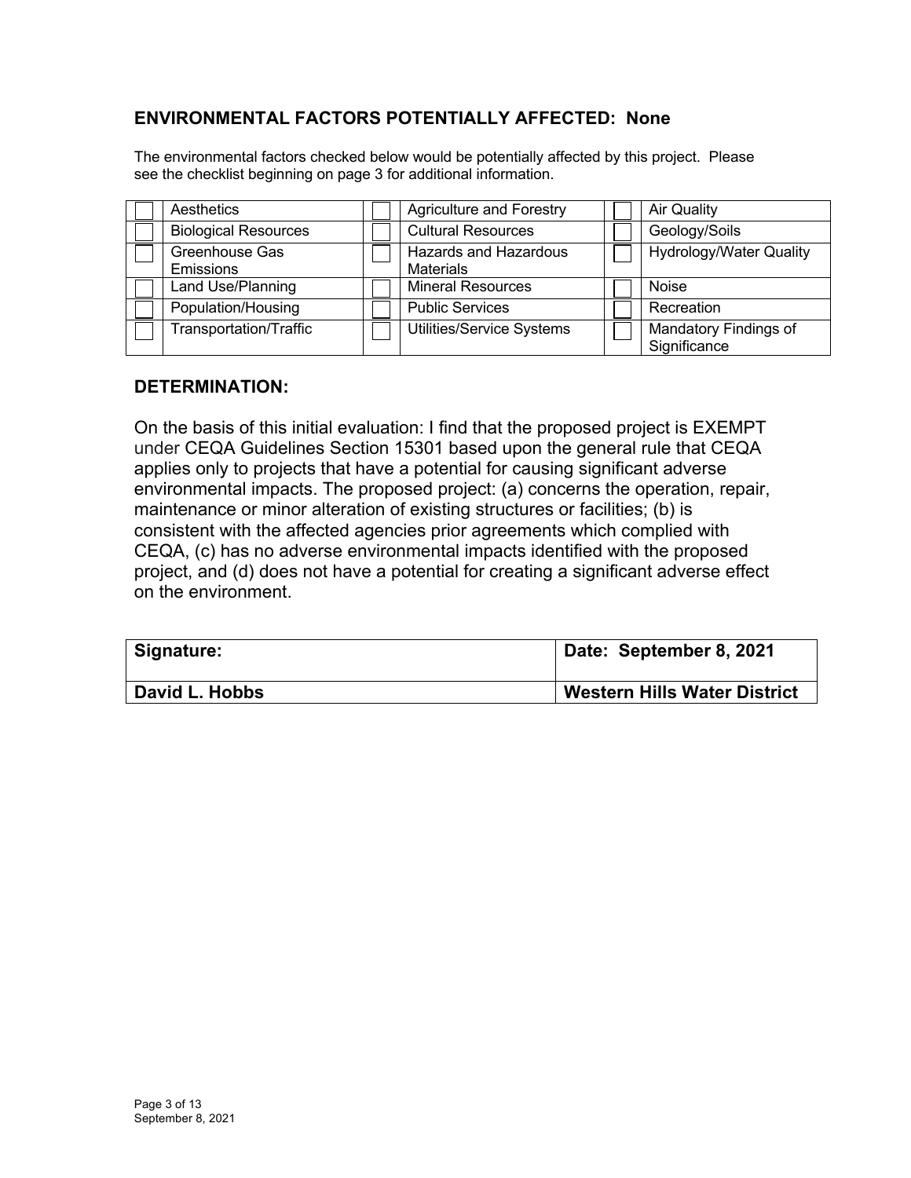## ENVIRONMENTAL FACTORS POTENTIALLY AFFECTED: None

The environmental factors checked below would be potentially affected by this project. Please see the checklist beginning on page 3 for additional information.

| | | | | | |
|---|---|---|---|---|---|
| ☐ | Aesthetics | ☐ | Agriculture and Forestry | ☐ | Air Quality |
| ☐ | Biological Resources | ☐ | Cultural Resources | ☐ | Geology/Soils |
| ☐ | Greenhouse Gas Emissions | ☐ | Hazards and Hazardous Materials | ☐ | Hydrology/Water Quality |
| ☐ | Land Use/Planning | ☐ | Mineral Resources | ☐ | Noise |
| ☐ | Population/Housing | ☐ | Public Services | ☐ | Recreation |
| ☐ | Transportation/Traffic | ☐ | Utilities/Service Systems | ☐ | Mandatory Findings of Significance |

## DETERMINATION:

On the basis of this initial evaluation: I find that the proposed project is EXEMPT under CEQA Guidelines Section 15301 based upon the general rule that CEQA applies only to projects that have a potential for causing significant adverse environmental impacts. The proposed project: (a) concerns the operation, repair, maintenance or minor alteration of existing structures or facilities; (b) is consistent with the affected agencies prior agreements which complied with CEQA, (c) has no adverse environmental impacts identified with the proposed project, and (d) does not have a potential for creating a significant adverse effect on the environment.

| **Signature:** | **Date: September 8, 2021** |
|---|---|
| **David L. Hobbs** | **Western Hills Water District** |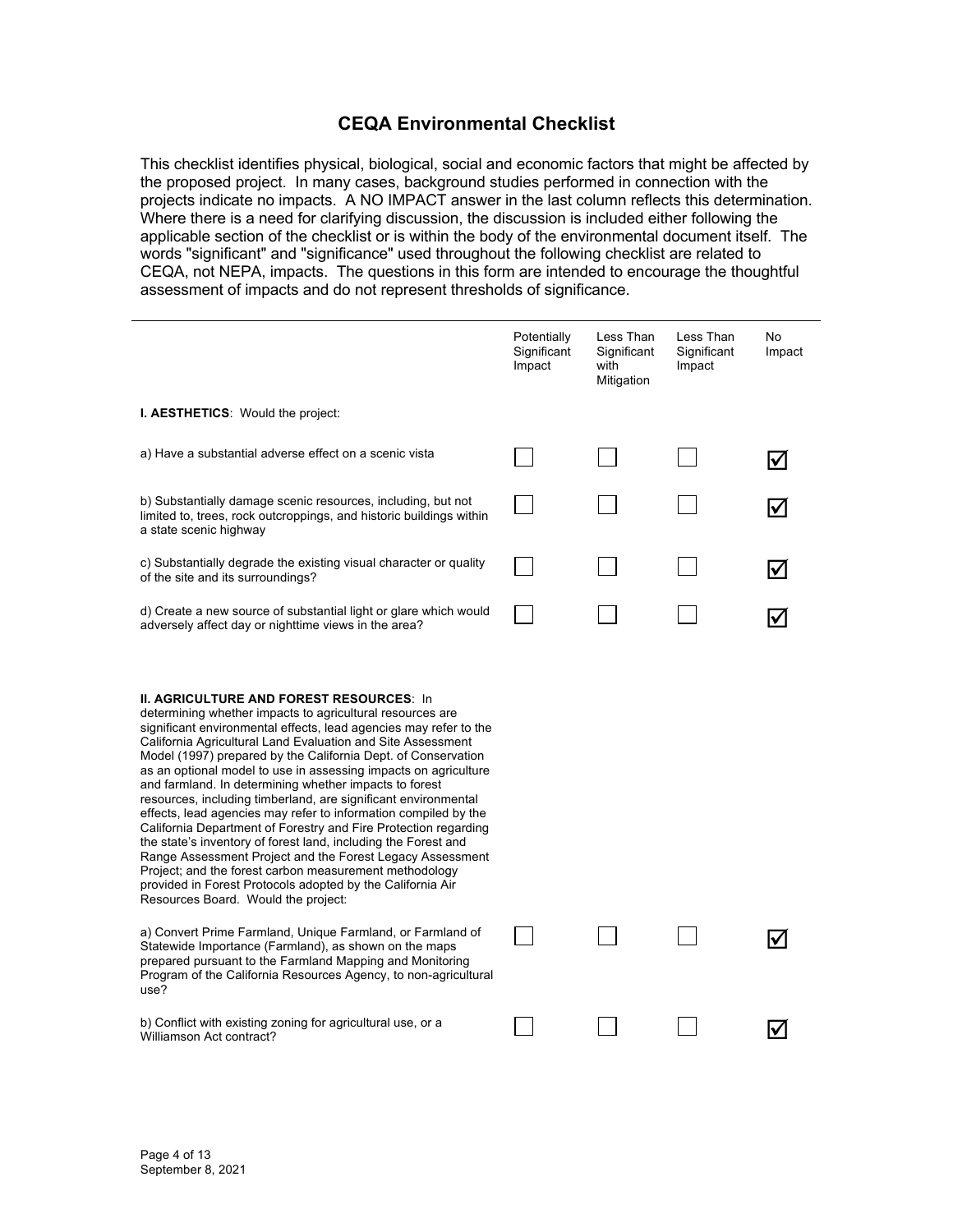# CEQA Environmental Checklist

This checklist identifies physical, biological, social and economic factors that might be affected by the proposed project. In many cases, background studies performed in connection with the projects indicate no impacts. A NO IMPACT answer in the last column reflects this determination. Where there is a need for clarifying discussion, the discussion is included either following the applicable section of the checklist or is within the body of the environmental document itself. The words "significant" and "significance" used throughout the following checklist are related to CEQA, not NEPA, impacts. The questions in this form are intended to encourage the thoughtful assessment of impacts and do not represent thresholds of significance.

| | Potentially Significant Impact | Less Than Significant with Mitigation | Less Than Significant Impact | No Impact |
|---|---|---|---|---|
| **I. AESTHETICS**: Would the project: | | | | |
| a) Have a substantial adverse effect on a scenic vista | ☐ | ☐ | ☐ | ☑ |
| b) Substantially damage scenic resources, including, but not limited to, trees, rock outcroppings, and historic buildings within a state scenic highway | ☐ | ☐ | ☐ | ☑ |
| c) Substantially degrade the existing visual character or quality of the site and its surroundings? | ☐ | ☐ | ☐ | ☑ |
| d) Create a new source of substantial light or glare which would adversely affect day or nighttime views in the area? | ☐ | ☐ | ☐ | ☑ |
| **II. AGRICULTURE AND FOREST RESOURCES**: In determining whether impacts to agricultural resources are significant environmental effects, lead agencies may refer to the California Agricultural Land Evaluation and Site Assessment Model (1997) prepared by the California Dept. of Conservation as an optional model to use in assessing impacts on agriculture and farmland. In determining whether impacts to forest resources, including timberland, are significant environmental effects, lead agencies may refer to information compiled by the California Department of Forestry and Fire Protection regarding the state's inventory of forest land, including the Forest and Range Assessment Project and the Forest Legacy Assessment Project; and the forest carbon measurement methodology provided in Forest Protocols adopted by the California Air Resources Board. Would the project: | | | | |
| a) Convert Prime Farmland, Unique Farmland, or Farmland of Statewide Importance (Farmland), as shown on the maps prepared pursuant to the Farmland Mapping and Monitoring Program of the California Resources Agency, to non-agricultural use? | ☐ | ☐ | ☐ | ☑ |
| b) Conflict with existing zoning for agricultural use, or a Williamson Act contract? | ☐ | ☐ | ☐ | ☑ |

September 8, 2021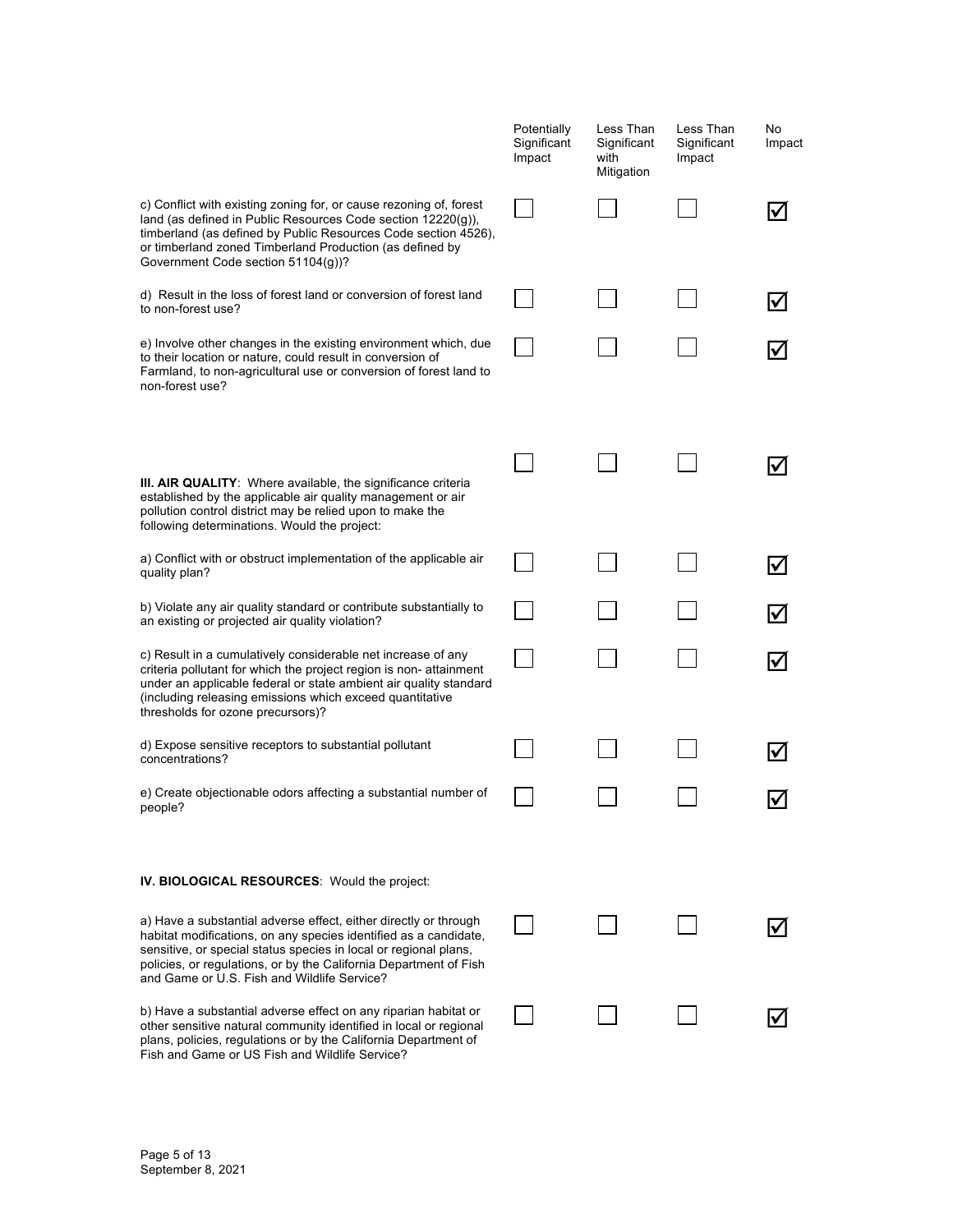| | Potentially Significant Impact | Less Than Significant with Mitigation | Less Than Significant Impact | No Impact |
|---|---|---|---|---|
| c) Conflict with existing zoning for, or cause rezoning of, forest land (as defined in Public Resources Code section 12220(g)), timberland (as defined by Public Resources Code section 4526), or timberland zoned Timberland Production (as defined by Government Code section 51104(g))? | ☐ | ☐ | ☐ | ☑ |
| d) Result in the loss of forest land or conversion of forest land to non-forest use? | ☐ | ☐ | ☐ | ☑ |
| e) Involve other changes in the existing environment which, due to their location or nature, could result in conversion of Farmland, to non-agricultural use or conversion of forest land to non-forest use? | ☐ | ☐ | ☐ | ☑ |
| **III. AIR QUALITY**: Where available, the significance criteria established by the applicable air quality management or air pollution control district may be relied upon to make the following determinations. Would the project: | ☐ | ☐ | ☐ | ☑ |
| a) Conflict with or obstruct implementation of the applicable air quality plan? | ☐ | ☐ | ☐ | ☑ |
| b) Violate any air quality standard or contribute substantially to an existing or projected air quality violation? | ☐ | ☐ | ☐ | ☑ |
| c) Result in a cumulatively considerable net increase of any criteria pollutant for which the project region is non- attainment under an applicable federal or state ambient air quality standard (including releasing emissions which exceed quantitative thresholds for ozone precursors)? | ☐ | ☐ | ☐ | ☑ |
| d) Expose sensitive receptors to substantial pollutant concentrations? | ☐ | ☐ | ☐ | ☑ |
| e) Create objectionable odors affecting a substantial number of people? | ☐ | ☐ | ☐ | ☑ |
| **IV. BIOLOGICAL RESOURCES**: Would the project: | | | | |
| a) Have a substantial adverse effect, either directly or through habitat modifications, on any species identified as a candidate, sensitive, or special status species in local or regional plans, policies, or regulations, or by the California Department of Fish and Game or U.S. Fish and Wildlife Service? | ☐ | ☐ | ☐ | ☑ |
| b) Have a substantial adverse effect on any riparian habitat or other sensitive natural community identified in local or regional plans, policies, regulations or by the California Department of Fish and Game or US Fish and Wildlife Service? | ☐ | ☐ | ☐ | ☑ |

September 8, 2021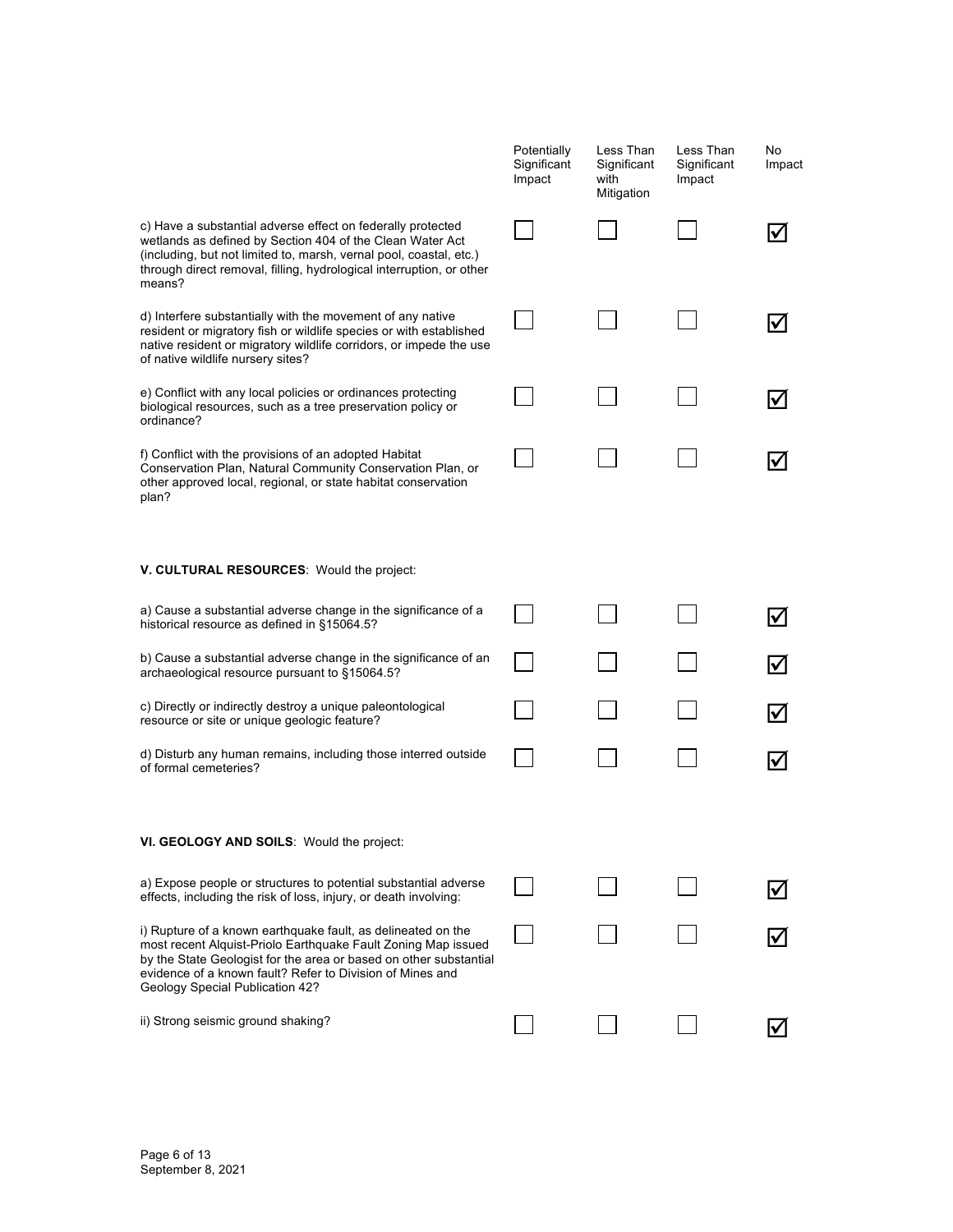| | Potentially Significant Impact | Less Than Significant with Mitigation | Less Than Significant Impact | No Impact |
|---|---|---|---|---|
| c) Have a substantial adverse effect on federally protected wetlands as defined by Section 404 of the Clean Water Act (including, but not limited to, marsh, vernal pool, coastal, etc.) through direct removal, filling, hydrological interruption, or other means? | ☐ | ☐ | ☐ | ☑ |
| d) Interfere substantially with the movement of any native resident or migratory fish or wildlife species or with established native resident or migratory wildlife corridors, or impede the use of native wildlife nursery sites? | ☐ | ☐ | ☐ | ☑ |
| e) Conflict with any local policies or ordinances protecting biological resources, such as a tree preservation policy or ordinance? | ☐ | ☐ | ☐ | ☑ |
| f) Conflict with the provisions of an adopted Habitat Conservation Plan, Natural Community Conservation Plan, or other approved local, regional, or state habitat conservation plan? | ☐ | ☐ | ☐ | ☑ |

**V. CULTURAL RESOURCES**: Would the project:

| | Potentially Significant Impact | Less Than Significant with Mitigation | Less Than Significant Impact | No Impact |
|---|---|---|---|---|
| a) Cause a substantial adverse change in the significance of a historical resource as defined in §15064.5? | ☐ | ☐ | ☐ | ☑ |
| b) Cause a substantial adverse change in the significance of an archaeological resource pursuant to §15064.5? | ☐ | ☐ | ☐ | ☑ |
| c) Directly or indirectly destroy a unique paleontological resource or site or unique geologic feature? | ☐ | ☐ | ☐ | ☑ |
| d) Disturb any human remains, including those interred outside of formal cemeteries? | ☐ | ☐ | ☐ | ☑ |

**VI. GEOLOGY AND SOILS**: Would the project:

| | Potentially Significant Impact | Less Than Significant with Mitigation | Less Than Significant Impact | No Impact |
|---|---|---|---|---|
| a) Expose people or structures to potential substantial adverse effects, including the risk of loss, injury, or death involving: | ☐ | ☐ | ☐ | ☑ |
| i) Rupture of a known earthquake fault, as delineated on the most recent Alquist-Priolo Earthquake Fault Zoning Map issued by the State Geologist for the area or based on other substantial evidence of a known fault? Refer to Division of Mines and Geology Special Publication 42? | ☐ | ☐ | ☐ | ☑ |
| ii) Strong seismic ground shaking? | ☐ | ☐ | ☐ | ☑ |

September 8, 2021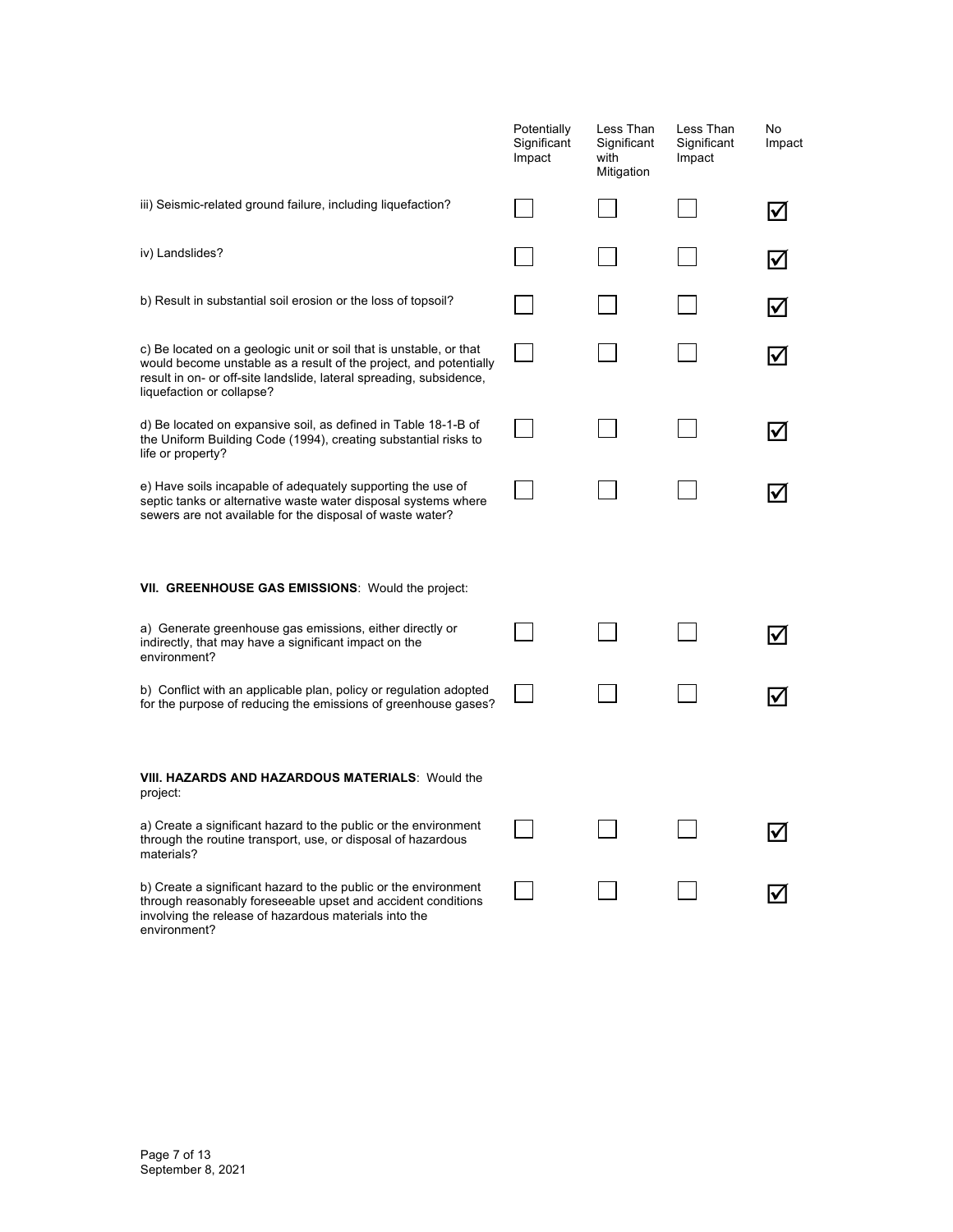| | Potentially Significant Impact | Less Than Significant with Mitigation | Less Than Significant Impact | No Impact |
|---|---|---|---|---|
| iii) Seismic-related ground failure, including liquefaction? | ☐ | ☐ | ☐ | ☑ |
| iv) Landslides? | ☐ | ☐ | ☐ | ☑ |
| b) Result in substantial soil erosion or the loss of topsoil? | ☐ | ☐ | ☐ | ☑ |
| c) Be located on a geologic unit or soil that is unstable, or that would become unstable as a result of the project, and potentially result in on- or off-site landslide, lateral spreading, subsidence, liquefaction or collapse? | ☐ | ☐ | ☐ | ☑ |
| d) Be located on expansive soil, as defined in Table 18-1-B of the Uniform Building Code (1994), creating substantial risks to life or property? | ☐ | ☐ | ☐ | ☑ |
| e) Have soils incapable of adequately supporting the use of septic tanks or alternative waste water disposal systems where sewers are not available for the disposal of waste water? | ☐ | ☐ | ☐ | ☑ |
| **VII. GREENHOUSE GAS EMISSIONS**: Would the project: | | | | |
| a) Generate greenhouse gas emissions, either directly or indirectly, that may have a significant impact on the environment? | ☐ | ☐ | ☐ | ☑ |
| b) Conflict with an applicable plan, policy or regulation adopted for the purpose of reducing the emissions of greenhouse gases? | ☐ | ☐ | ☐ | ☑ |
| **VIII. HAZARDS AND HAZARDOUS MATERIALS**: Would the project: | | | | |
| a) Create a significant hazard to the public or the environment through the routine transport, use, or disposal of hazardous materials? | ☐ | ☐ | ☐ | ☑ |
| b) Create a significant hazard to the public or the environment through reasonably foreseeable upset and accident conditions involving the release of hazardous materials into the environment? | ☐ | ☐ | ☐ | ☑ |

September 8, 2021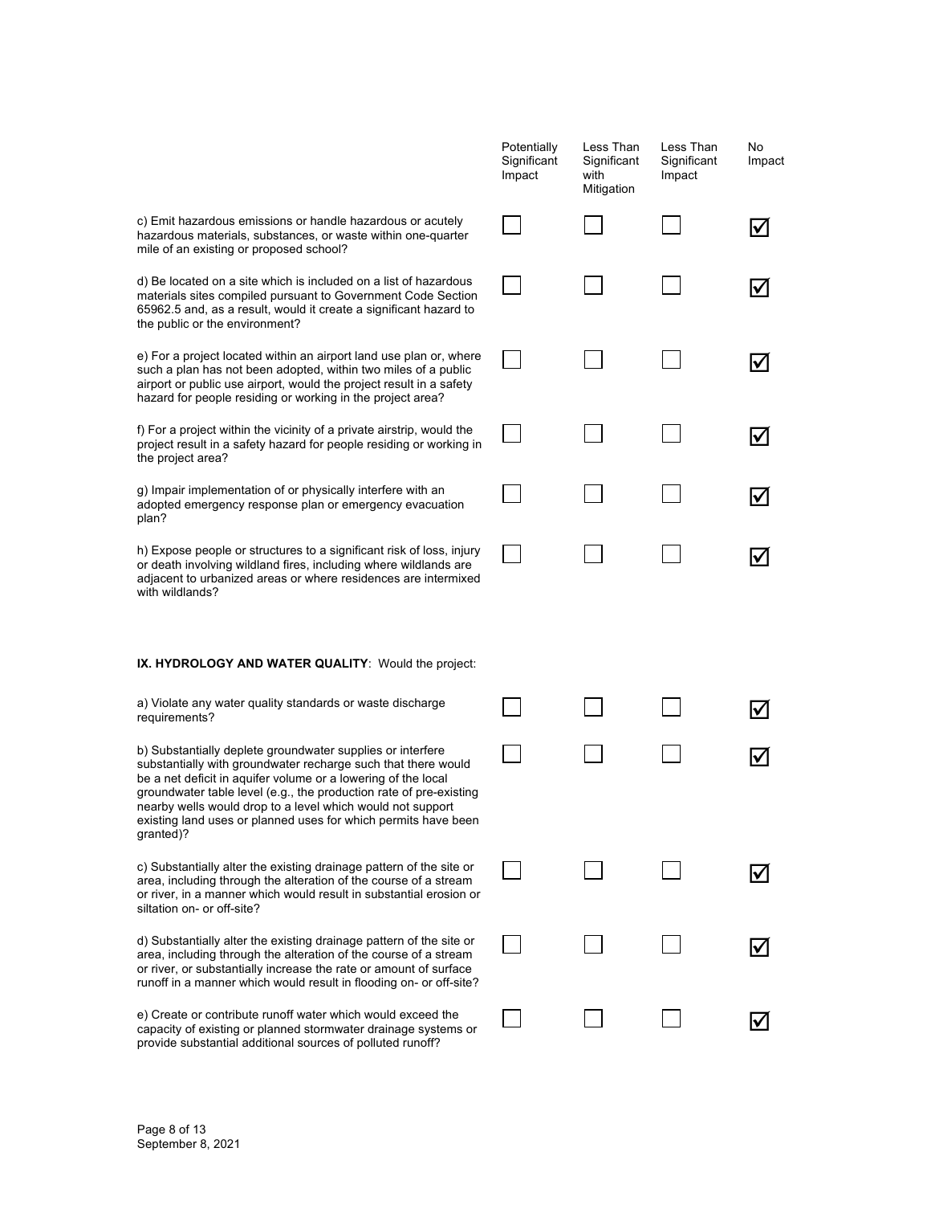| | Potentially Significant Impact | Less Than Significant with Mitigation | Less Than Significant Impact | No Impact |
|---|---|---|---|---|
| c) Emit hazardous emissions or handle hazardous or acutely hazardous materials, substances, or waste within one-quarter mile of an existing or proposed school? | ☐ | ☐ | ☐ | ☑ |
| d) Be located on a site which is included on a list of hazardous materials sites compiled pursuant to Government Code Section 65962.5 and, as a result, would it create a significant hazard to the public or the environment? | ☐ | ☐ | ☐ | ☑ |
| e) For a project located within an airport land use plan or, where such a plan has not been adopted, within two miles of a public airport or public use airport, would the project result in a safety hazard for people residing or working in the project area? | ☐ | ☐ | ☐ | ☑ |
| f) For a project within the vicinity of a private airstrip, would the project result in a safety hazard for people residing or working in the project area? | ☐ | ☐ | ☐ | ☑ |
| g) Impair implementation of or physically interfere with an adopted emergency response plan or emergency evacuation plan? | ☐ | ☐ | ☐ | ☑ |
| h) Expose people or structures to a significant risk of loss, injury or death involving wildland fires, including where wildlands are adjacent to urbanized areas or where residences are intermixed with wildlands? | ☐ | ☐ | ☐ | ☑ |

**IX. HYDROLOGY AND WATER QUALITY**: Would the project:

| | Potentially Significant Impact | Less Than Significant with Mitigation | Less Than Significant Impact | No Impact |
|---|---|---|---|---|
| a) Violate any water quality standards or waste discharge requirements? | ☐ | ☐ | ☐ | ☑ |
| b) Substantially deplete groundwater supplies or interfere substantially with groundwater recharge such that there would be a net deficit in aquifer volume or a lowering of the local groundwater table level (e.g., the production rate of pre-existing nearby wells would drop to a level which would not support existing land uses or planned uses for which permits have been granted)? | ☐ | ☐ | ☐ | ☑ |
| c) Substantially alter the existing drainage pattern of the site or area, including through the alteration of the course of a stream or river, in a manner which would result in substantial erosion or siltation on- or off-site? | ☐ | ☐ | ☐ | ☑ |
| d) Substantially alter the existing drainage pattern of the site or area, including through the alteration of the course of a stream or river, or substantially increase the rate or amount of surface runoff in a manner which would result in flooding on- or off-site? | ☐ | ☐ | ☐ | ☑ |
| e) Create or contribute runoff water which would exceed the capacity of existing or planned stormwater drainage systems or provide substantial additional sources of polluted runoff? | ☐ | ☐ | ☐ | ☑ |

September 8, 2021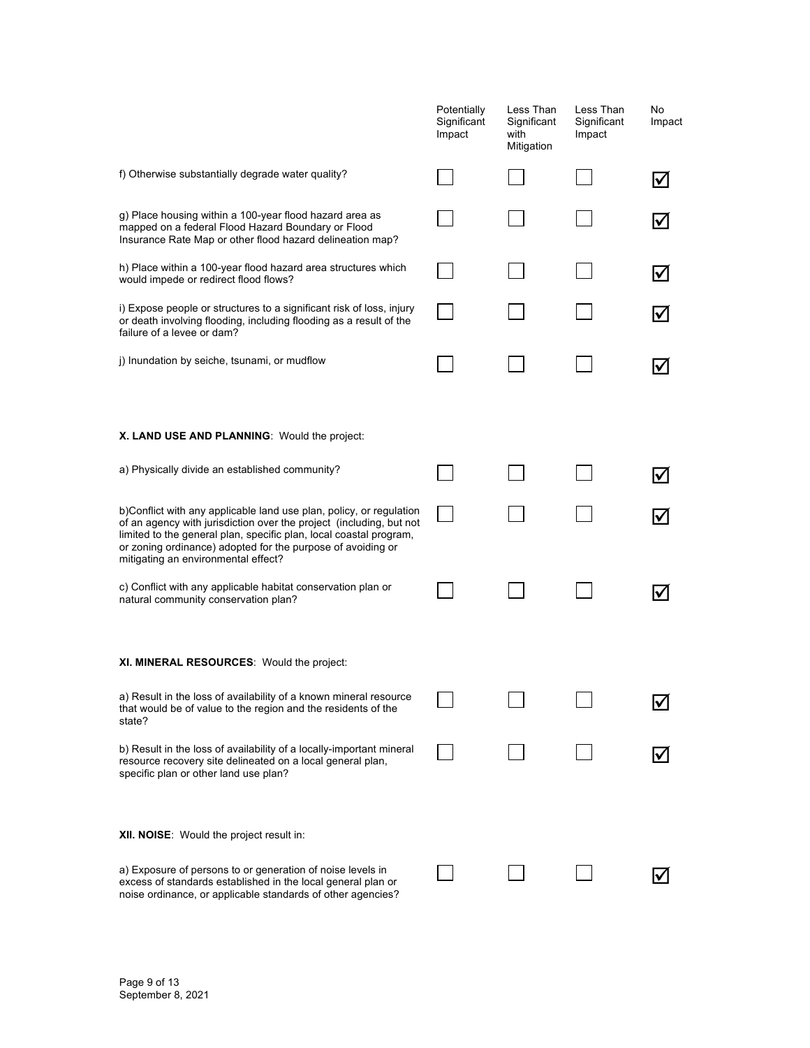| | Potentially Significant Impact | Less Than Significant with Mitigation | Less Than Significant Impact | No Impact |
|---|---|---|---|---|
| f) Otherwise substantially degrade water quality? | ☐ | ☐ | ☐ | ☑ |
| g) Place housing within a 100-year flood hazard area as mapped on a federal Flood Hazard Boundary or Flood Insurance Rate Map or other flood hazard delineation map? | ☐ | ☐ | ☐ | ☑ |
| h) Place within a 100-year flood hazard area structures which would impede or redirect flood flows? | ☐ | ☐ | ☐ | ☑ |
| i) Expose people or structures to a significant risk of loss, injury or death involving flooding, including flooding as a result of the failure of a levee or dam? | ☐ | ☐ | ☐ | ☑ |
| j) Inundation by seiche, tsunami, or mudflow | ☐ | ☐ | ☐ | ☑ |

**X. LAND USE AND PLANNING**: Would the project:

| | Potentially Significant Impact | Less Than Significant with Mitigation | Less Than Significant Impact | No Impact |
|---|---|---|---|---|
| a) Physically divide an established community? | ☐ | ☐ | ☐ | ☑ |
| b)Conflict with any applicable land use plan, policy, or regulation of an agency with jurisdiction over the project (including, but not limited to the general plan, specific plan, local coastal program, or zoning ordinance) adopted for the purpose of avoiding or mitigating an environmental effect? | ☐ | ☐ | ☐ | ☑ |
| c) Conflict with any applicable habitat conservation plan or natural community conservation plan? | ☐ | ☐ | ☐ | ☑ |

**XI. MINERAL RESOURCES**: Would the project:

| | Potentially Significant Impact | Less Than Significant with Mitigation | Less Than Significant Impact | No Impact |
|---|---|---|---|---|
| a) Result in the loss of availability of a known mineral resource that would be of value to the region and the residents of the state? | ☐ | ☐ | ☐ | ☑ |
| b) Result in the loss of availability of a locally-important mineral resource recovery site delineated on a local general plan, specific plan or other land use plan? | ☐ | ☐ | ☐ | ☑ |

**XII. NOISE**: Would the project result in:

| | Potentially Significant Impact | Less Than Significant with Mitigation | Less Than Significant Impact | No Impact |
|---|---|---|---|---|
| a) Exposure of persons to or generation of noise levels in excess of standards established in the local general plan or noise ordinance, or applicable standards of other agencies? | ☐ | ☐ | ☐ | ☑ |

September 8, 2021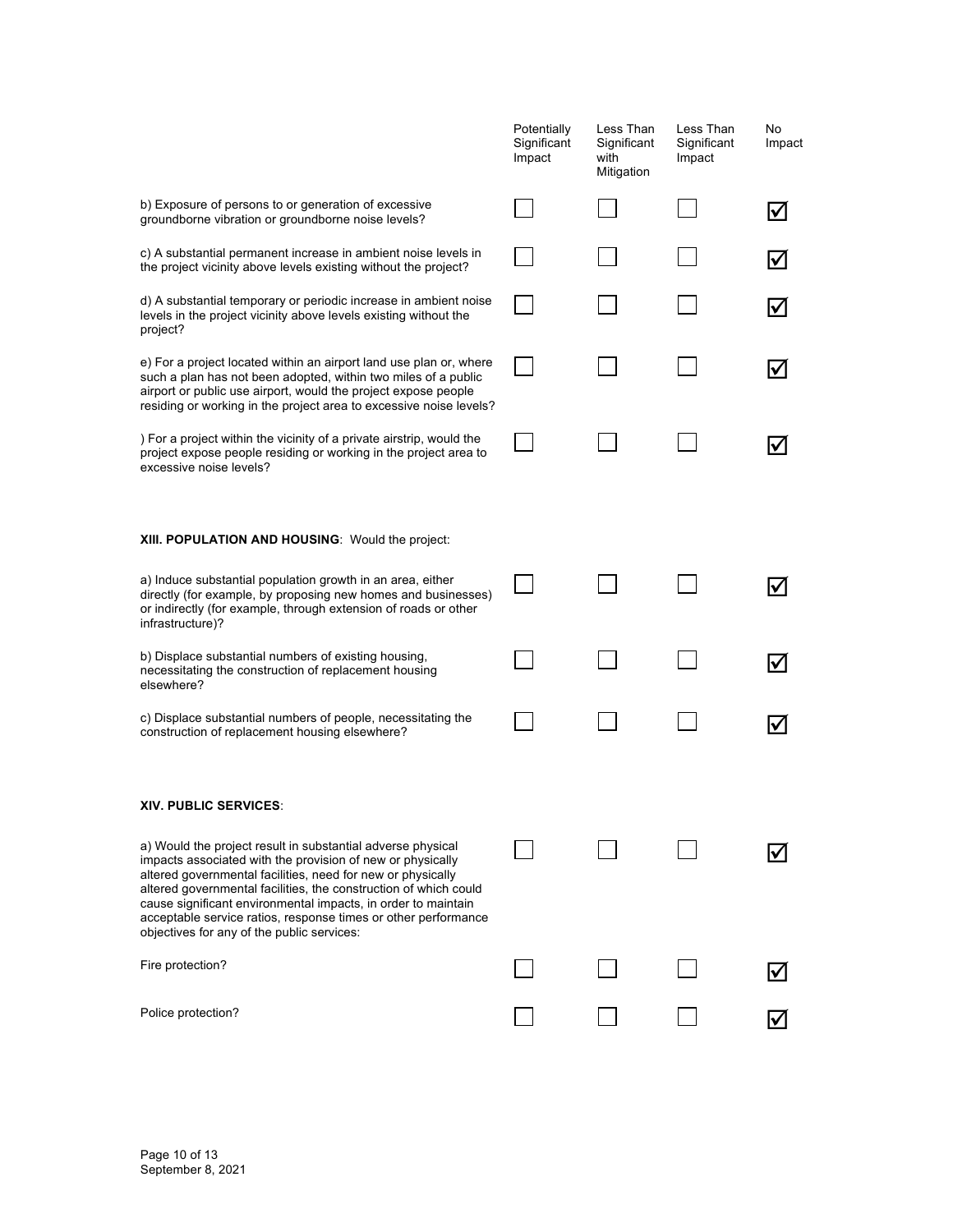| | Potentially Significant Impact | Less Than Significant with Mitigation | Less Than Significant Impact | No Impact |
|---|---|---|---|---|
| b) Exposure of persons to or generation of excessive groundborne vibration or groundborne noise levels? | ☐ | ☐ | ☐ | ☑ |
| c) A substantial permanent increase in ambient noise levels in the project vicinity above levels existing without the project? | ☐ | ☐ | ☐ | ☑ |
| d) A substantial temporary or periodic increase in ambient noise levels in the project vicinity above levels existing without the project? | ☐ | ☐ | ☐ | ☑ |
| e) For a project located within an airport land use plan or, where such a plan has not been adopted, within two miles of a public airport or public use airport, would the project expose people residing or working in the project area to excessive noise levels? | ☐ | ☐ | ☐ | ☑ |
| ) For a project within the vicinity of a private airstrip, would the project expose people residing or working in the project area to excessive noise levels? | ☐ | ☐ | ☐ | ☑ |

**XIII. POPULATION AND HOUSING**: Would the project:

| | Potentially Significant Impact | Less Than Significant with Mitigation | Less Than Significant Impact | No Impact |
|---|---|---|---|---|
| a) Induce substantial population growth in an area, either directly (for example, by proposing new homes and businesses) or indirectly (for example, through extension of roads or other infrastructure)? | ☐ | ☐ | ☐ | ☑ |
| b) Displace substantial numbers of existing housing, necessitating the construction of replacement housing elsewhere? | ☐ | ☐ | ☐ | ☑ |
| c) Displace substantial numbers of people, necessitating the construction of replacement housing elsewhere? | ☐ | ☐ | ☐ | ☑ |

**XIV. PUBLIC SERVICES**:

| | Potentially Significant Impact | Less Than Significant with Mitigation | Less Than Significant Impact | No Impact |
|---|---|---|---|---|
| a) Would the project result in substantial adverse physical impacts associated with the provision of new or physically altered governmental facilities, need for new or physically altered governmental facilities, the construction of which could cause significant environmental impacts, in order to maintain acceptable service ratios, response times or other performance objectives for any of the public services: | ☐ | ☐ | ☐ | ☑ |
| Fire protection? | ☐ | ☐ | ☐ | ☑ |
| Police protection? | ☐ | ☐ | ☐ | ☑ |

September 8, 2021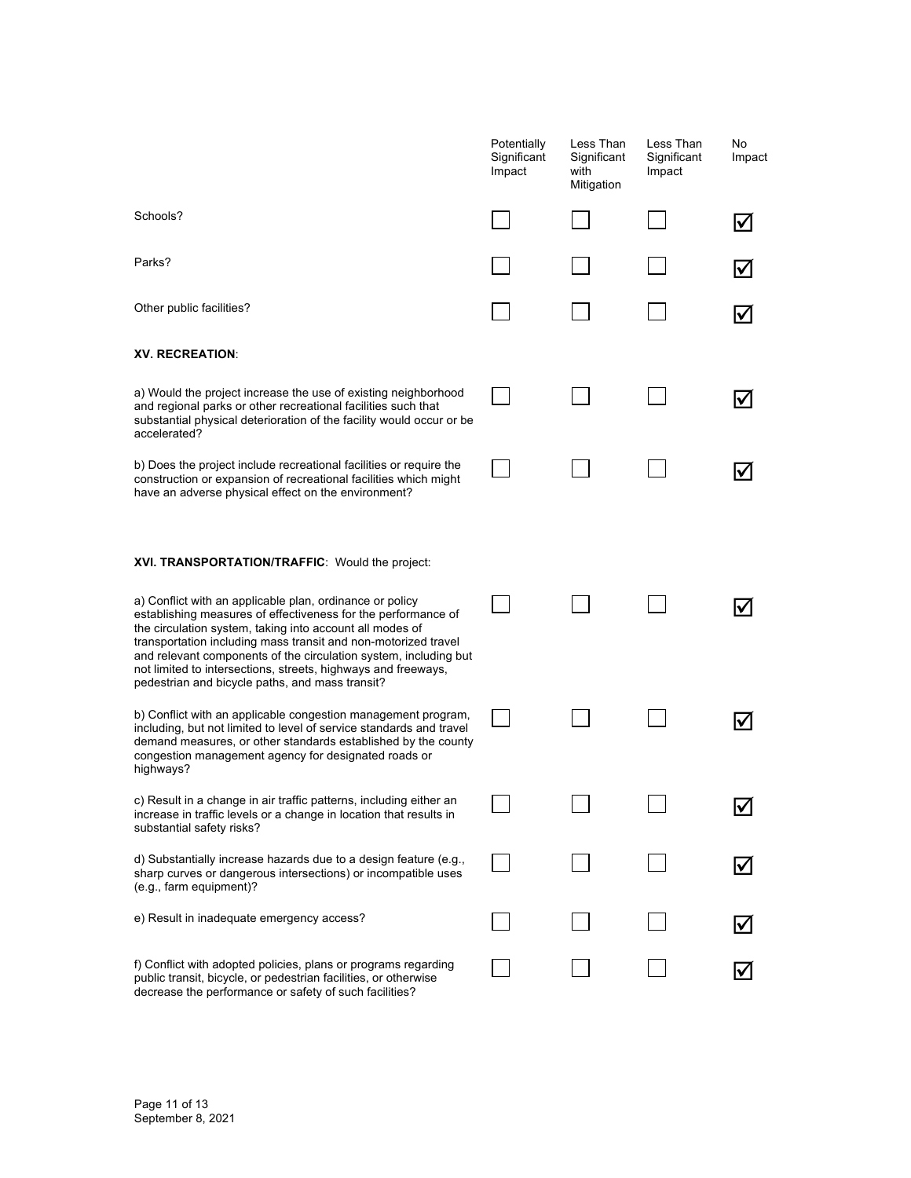| | Potentially Significant Impact | Less Than Significant with Mitigation | Less Than Significant Impact | No Impact |
|---|---|---|---|---|
| Schools? | ☐ | ☐ | ☐ | ☑ |
| Parks? | ☐ | ☐ | ☐ | ☑ |
| Other public facilities? | ☐ | ☐ | ☐ | ☑ |
| **XV. RECREATION**: | | | | |
| a) Would the project increase the use of existing neighborhood and regional parks or other recreational facilities such that substantial physical deterioration of the facility would occur or be accelerated? | ☐ | ☐ | ☐ | ☑ |
| b) Does the project include recreational facilities or require the construction or expansion of recreational facilities which might have an adverse physical effect on the environment? | ☐ | ☐ | ☐ | ☑ |
| **XVI. TRANSPORTATION/TRAFFIC**: Would the project: | | | | |
| a) Conflict with an applicable plan, ordinance or policy establishing measures of effectiveness for the performance of the circulation system, taking into account all modes of transportation including mass transit and non-motorized travel and relevant components of the circulation system, including but not limited to intersections, streets, highways and freeways, pedestrian and bicycle paths, and mass transit? | ☐ | ☐ | ☐ | ☑ |
| b) Conflict with an applicable congestion management program, including, but not limited to level of service standards and travel demand measures, or other standards established by the county congestion management agency for designated roads or highways? | ☐ | ☐ | ☐ | ☑ |
| c) Result in a change in air traffic patterns, including either an increase in traffic levels or a change in location that results in substantial safety risks? | ☐ | ☐ | ☐ | ☑ |
| d) Substantially increase hazards due to a design feature (e.g., sharp curves or dangerous intersections) or incompatible uses (e.g., farm equipment)? | ☐ | ☐ | ☐ | ☑ |
| e) Result in inadequate emergency access? | ☐ | ☐ | ☐ | ☑ |
| f) Conflict with adopted policies, plans or programs regarding public transit, bicycle, or pedestrian facilities, or otherwise decrease the performance or safety of such facilities? | ☐ | ☐ | ☐ | ☑ |

September 8, 2021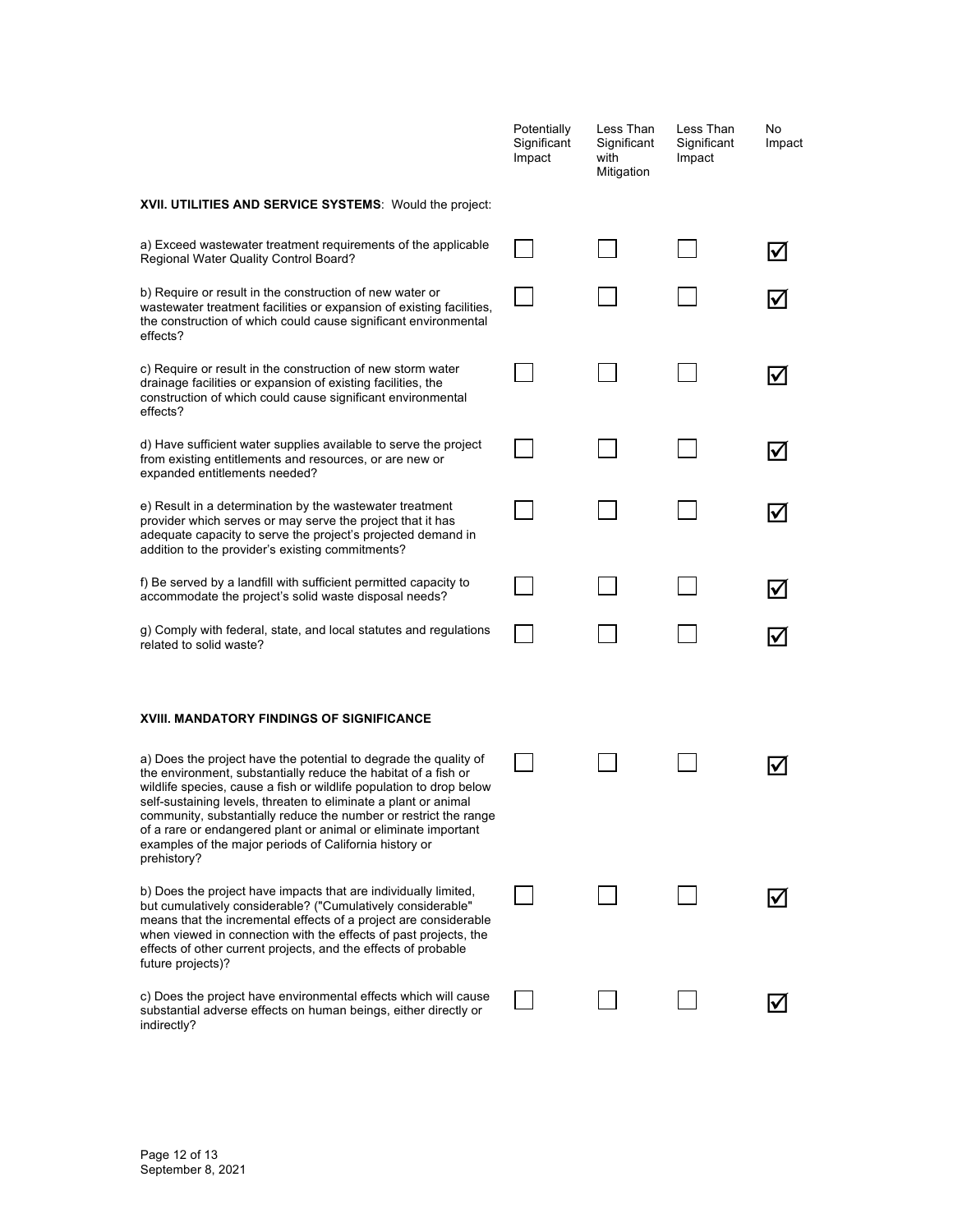| | Potentially Significant Impact | Less Than Significant with Mitigation | Less Than Significant Impact | No Impact |
|---|---|---|---|---|
| **XVII. UTILITIES AND SERVICE SYSTEMS**: Would the project: | | | | |
| a) Exceed wastewater treatment requirements of the applicable Regional Water Quality Control Board? | ☐ | ☐ | ☐ | ☑ |
| b) Require or result in the construction of new water or wastewater treatment facilities or expansion of existing facilities, the construction of which could cause significant environmental effects? | ☐ | ☐ | ☐ | ☑ |
| c) Require or result in the construction of new storm water drainage facilities or expansion of existing facilities, the construction of which could cause significant environmental effects? | ☐ | ☐ | ☐ | ☑ |
| d) Have sufficient water supplies available to serve the project from existing entitlements and resources, or are new or expanded entitlements needed? | ☐ | ☐ | ☐ | ☑ |
| e) Result in a determination by the wastewater treatment provider which serves or may serve the project that it has adequate capacity to serve the project's projected demand in addition to the provider's existing commitments? | ☐ | ☐ | ☐ | ☑ |
| f) Be served by a landfill with sufficient permitted capacity to accommodate the project's solid waste disposal needs? | ☐ | ☐ | ☐ | ☑ |
| g) Comply with federal, state, and local statutes and regulations related to solid waste? | ☐ | ☐ | ☐ | ☑ |
| **XVIII. MANDATORY FINDINGS OF SIGNIFICANCE** | | | | |
| a) Does the project have the potential to degrade the quality of the environment, substantially reduce the habitat of a fish or wildlife species, cause a fish or wildlife population to drop below self-sustaining levels, threaten to eliminate a plant or animal community, substantially reduce the number or restrict the range of a rare or endangered plant or animal or eliminate important examples of the major periods of California history or prehistory? | ☐ | ☐ | ☐ | ☑ |
| b) Does the project have impacts that are individually limited, but cumulatively considerable? ("Cumulatively considerable" means that the incremental effects of a project are considerable when viewed in connection with the effects of past projects, the effects of other current projects, and the effects of probable future projects)? | ☐ | ☐ | ☐ | ☑ |
| c) Does the project have environmental effects which will cause substantial adverse effects on human beings, either directly or indirectly? | ☐ | ☐ | ☐ | ☑ |

September 8, 2021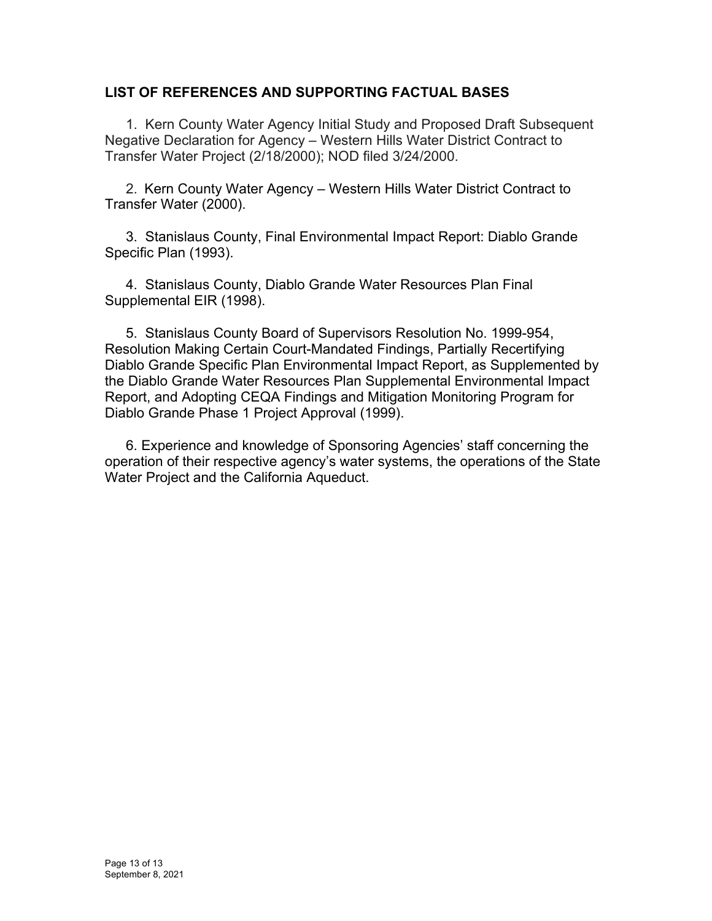## LIST OF REFERENCES AND SUPPORTING FACTUAL BASES

1. Kern County Water Agency Initial Study and Proposed Draft Subsequent Negative Declaration for Agency – Western Hills Water District Contract to Transfer Water Project (2/18/2000); NOD filed 3/24/2000.

2. Kern County Water Agency – Western Hills Water District Contract to Transfer Water (2000).

3. Stanislaus County, Final Environmental Impact Report: Diablo Grande Specific Plan (1993).

4. Stanislaus County, Diablo Grande Water Resources Plan Final Supplemental EIR (1998).

5. Stanislaus County Board of Supervisors Resolution No. 1999-954, Resolution Making Certain Court-Mandated Findings, Partially Recertifying Diablo Grande Specific Plan Environmental Impact Report, as Supplemented by the Diablo Grande Water Resources Plan Supplemental Environmental Impact Report, and Adopting CEQA Findings and Mitigation Monitoring Program for Diablo Grande Phase 1 Project Approval (1999).

6. Experience and knowledge of Sponsoring Agencies' staff concerning the operation of their respective agency's water systems, the operations of the State Water Project and the California Aqueduct.